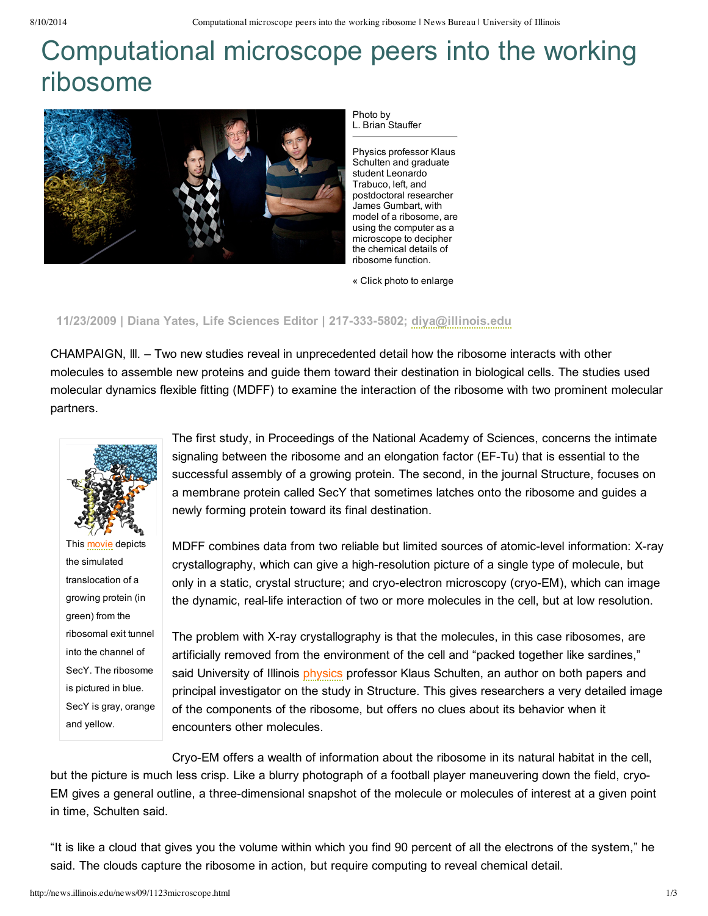# Computational microscope peers into the working ribosome

Photo by
L. Brian Stauffer

Physics professor Klaus Schulten and graduate student Leonardo Trabuco, left, and postdoctoral researcher James Gumbart, with model of a ribosome, are using the computer as a microscope to decipher the chemical details of ribosome function.

« Click photo to enlarge

**11/23/2009 | Diana Yates, Life Sciences Editor | 217-333-5802; diya@illinois.edu**

CHAMPAIGN, Ill. – Two new studies reveal in unprecedented detail how the ribosome interacts with other molecules to assemble new proteins and guide them toward their destination in biological cells. The studies used molecular dynamics flexible fitting (MDFF) to examine the interaction of the ribosome with two prominent molecular partners.

This movie depicts the simulated translocation of a growing protein (in green) from the ribosomal exit tunnel into the channel of SecY. The ribosome is pictured in blue. SecY is gray, orange and yellow.

The first study, in Proceedings of the National Academy of Sciences, concerns the intimate signaling between the ribosome and an elongation factor (EF-Tu) that is essential to the successful assembly of a growing protein. The second, in the journal Structure, focuses on a membrane protein called SecY that sometimes latches onto the ribosome and guides a newly forming protein toward its final destination.

MDFF combines data from two reliable but limited sources of atomic-level information: X-ray crystallography, which can give a high-resolution picture of a single type of molecule, but only in a static, crystal structure; and cryo-electron microscopy (cryo-EM), which can image the dynamic, real-life interaction of two or more molecules in the cell, but at low resolution.

The problem with X-ray crystallography is that the molecules, in this case ribosomes, are artificially removed from the environment of the cell and "packed together like sardines," said University of Illinois physics professor Klaus Schulten, an author on both papers and principal investigator on the study in Structure. This gives researchers a very detailed image of the components of the ribosome, but offers no clues about its behavior when it encounters other molecules.

Cryo-EM offers a wealth of information about the ribosome in its natural habitat in the cell, but the picture is much less crisp. Like a blurry photograph of a football player maneuvering down the field, cryo-EM gives a general outline, a three-dimensional snapshot of the molecule or molecules of interest at a given point in time, Schulten said.

"It is like a cloud that gives you the volume within which you find 90 percent of all the electrons of the system," he said. The clouds capture the ribosome in action, but require computing to reveal chemical detail.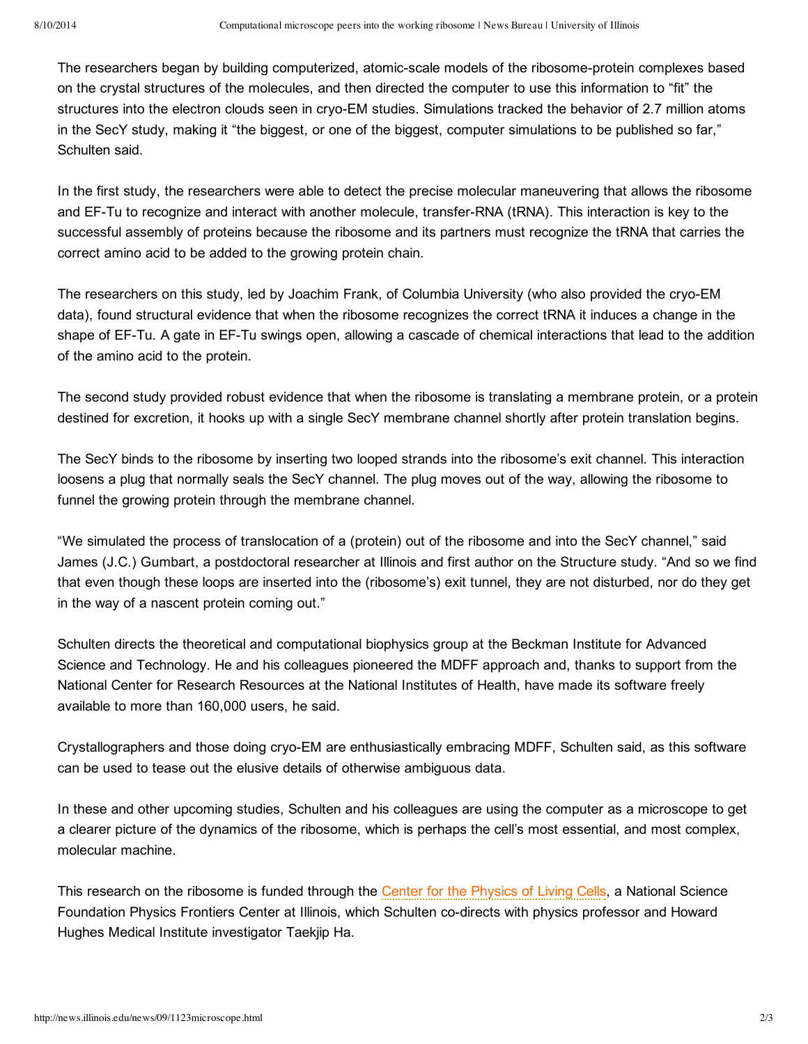The researchers began by building computerized, atomic-scale models of the ribosome-protein complexes based on the crystal structures of the molecules, and then directed the computer to use this information to "fit" the structures into the electron clouds seen in cryo-EM studies. Simulations tracked the behavior of 2.7 million atoms in the SecY study, making it "the biggest, or one of the biggest, computer simulations to be published so far," Schulten said.

In the first study, the researchers were able to detect the precise molecular maneuvering that allows the ribosome and EF-Tu to recognize and interact with another molecule, transfer-RNA (tRNA). This interaction is key to the successful assembly of proteins because the ribosome and its partners must recognize the tRNA that carries the correct amino acid to be added to the growing protein chain.

The researchers on this study, led by Joachim Frank, of Columbia University (who also provided the cryo-EM data), found structural evidence that when the ribosome recognizes the correct tRNA it induces a change in the shape of EF-Tu. A gate in EF-Tu swings open, allowing a cascade of chemical interactions that lead to the addition of the amino acid to the protein.

The second study provided robust evidence that when the ribosome is translating a membrane protein, or a protein destined for excretion, it hooks up with a single SecY membrane channel shortly after protein translation begins.

The SecY binds to the ribosome by inserting two looped strands into the ribosome's exit channel. This interaction loosens a plug that normally seals the SecY channel. The plug moves out of the way, allowing the ribosome to funnel the growing protein through the membrane channel.

"We simulated the process of translocation of a (protein) out of the ribosome and into the SecY channel," said James (J.C.) Gumbart, a postdoctoral researcher at Illinois and first author on the Structure study. "And so we find that even though these loops are inserted into the (ribosome's) exit tunnel, they are not disturbed, nor do they get in the way of a nascent protein coming out."

Schulten directs the theoretical and computational biophysics group at the Beckman Institute for Advanced Science and Technology. He and his colleagues pioneered the MDFF approach and, thanks to support from the National Center for Research Resources at the National Institutes of Health, have made its software freely available to more than 160,000 users, he said.

Crystallographers and those doing cryo-EM are enthusiastically embracing MDFF, Schulten said, as this software can be used to tease out the elusive details of otherwise ambiguous data.

In these and other upcoming studies, Schulten and his colleagues are using the computer as a microscope to get a clearer picture of the dynamics of the ribosome, which is perhaps the cell's most essential, and most complex, molecular machine.

This research on the ribosome is funded through the Center for the Physics of Living Cells, a National Science Foundation Physics Frontiers Center at Illinois, which Schulten co-directs with physics professor and Howard Hughes Medical Institute investigator Taekjip Ha.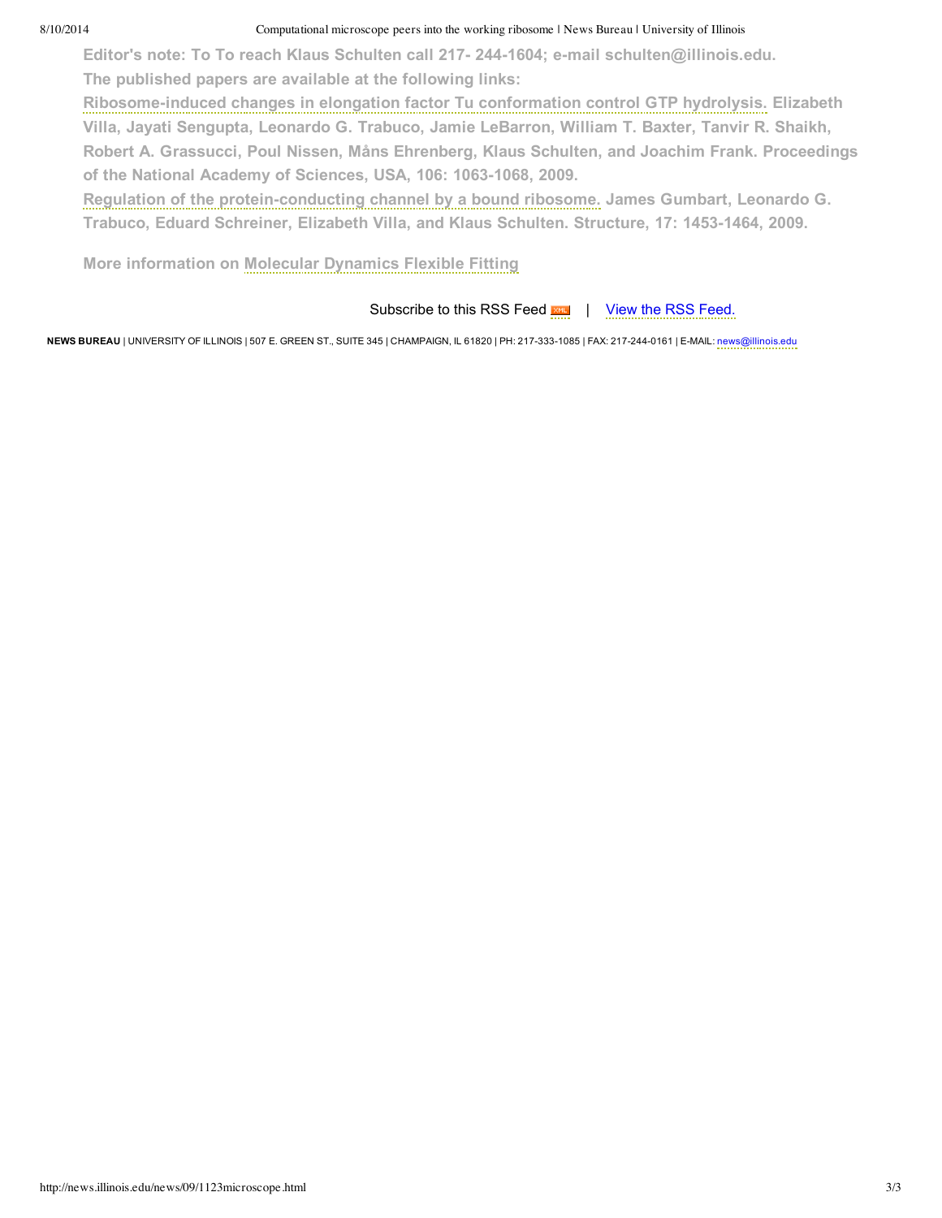Editor's note: To To reach Klaus Schulten call 217- 244-1604; e-mail schulten@illinois.edu.

The published papers are available at the following links:

Ribosome-induced changes in elongation factor Tu conformation control GTP hydrolysis. Elizabeth Villa, Jayati Sengupta, Leonardo G. Trabuco, Jamie LeBarron, William T. Baxter, Tanvir R. Shaikh, Robert A. Grassucci, Poul Nissen, Måns Ehrenberg, Klaus Schulten, and Joachim Frank. Proceedings of the National Academy of Sciences, USA, 106: 1063-1068, 2009.

Regulation of the protein-conducting channel by a bound ribosome. James Gumbart, Leonardo G. Trabuco, Eduard Schreiner, Elizabeth Villa, and Klaus Schulten. Structure, 17: 1453-1464, 2009.

More information on Molecular Dynamics Flexible Fitting

Subscribe to this RSS Feed | View the RSS Feed.

**NEWS BUREAU** | UNIVERSITY OF ILLINOIS | 507 E. GREEN ST., SUITE 345 | CHAMPAIGN, IL 61820 | PH: 217-333-1085 | FAX: 217-244-0161 | E-MAIL: news@illinois.edu